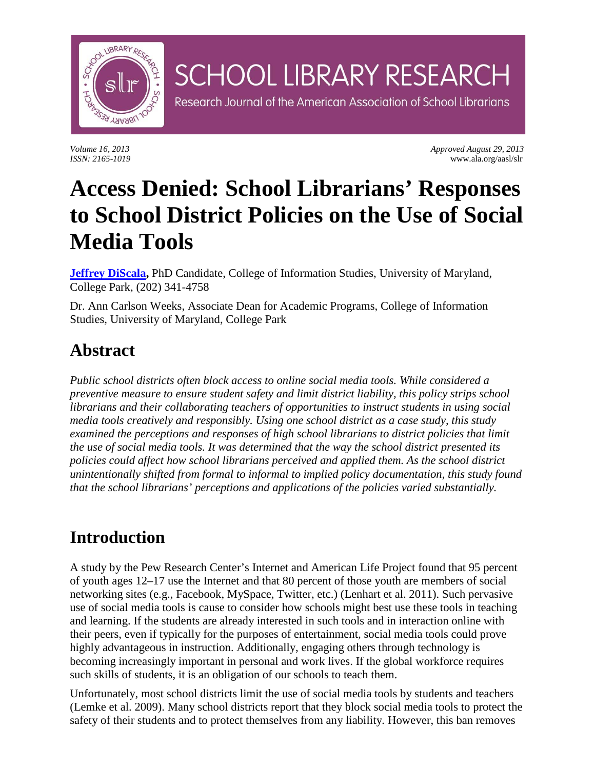# SCHOOL LIBRARY RESEARCH

Research Journal of the American Association of School Librarians

*Volume 16, 2013*
*ISSN: 2165-1019*

*Approved August 29, 2013*
www.ala.org/aasl/slr

# Access Denied: School Librarians' Responses to School District Policies on the Use of Social Media Tools

**Jeffrey DiScala,** PhD Candidate, College of Information Studies, University of Maryland, College Park, (202) 341-4758

Dr. Ann Carlson Weeks, Associate Dean for Academic Programs, College of Information Studies, University of Maryland, College Park

## Abstract

*Public school districts often block access to online social media tools. While considered a preventive measure to ensure student safety and limit district liability, this policy strips school librarians and their collaborating teachers of opportunities to instruct students in using social media tools creatively and responsibly. Using one school district as a case study, this study examined the perceptions and responses of high school librarians to district policies that limit the use of social media tools. It was determined that the way the school district presented its policies could affect how school librarians perceived and applied them. As the school district unintentionally shifted from formal to informal to implied policy documentation, this study found that the school librarians' perceptions and applications of the policies varied substantially.*

## Introduction

A study by the Pew Research Center's Internet and American Life Project found that 95 percent of youth ages 12–17 use the Internet and that 80 percent of those youth are members of social networking sites (e.g., Facebook, MySpace, Twitter, etc.) (Lenhart et al. 2011). Such pervasive use of social media tools is cause to consider how schools might best use these tools in teaching and learning. If the students are already interested in such tools and in interaction online with their peers, even if typically for the purposes of entertainment, social media tools could prove highly advantageous in instruction. Additionally, engaging others through technology is becoming increasingly important in personal and work lives. If the global workforce requires such skills of students, it is an obligation of our schools to teach them.

Unfortunately, most school districts limit the use of social media tools by students and teachers (Lemke et al. 2009). Many school districts report that they block social media tools to protect the safety of their students and to protect themselves from any liability. However, this ban removes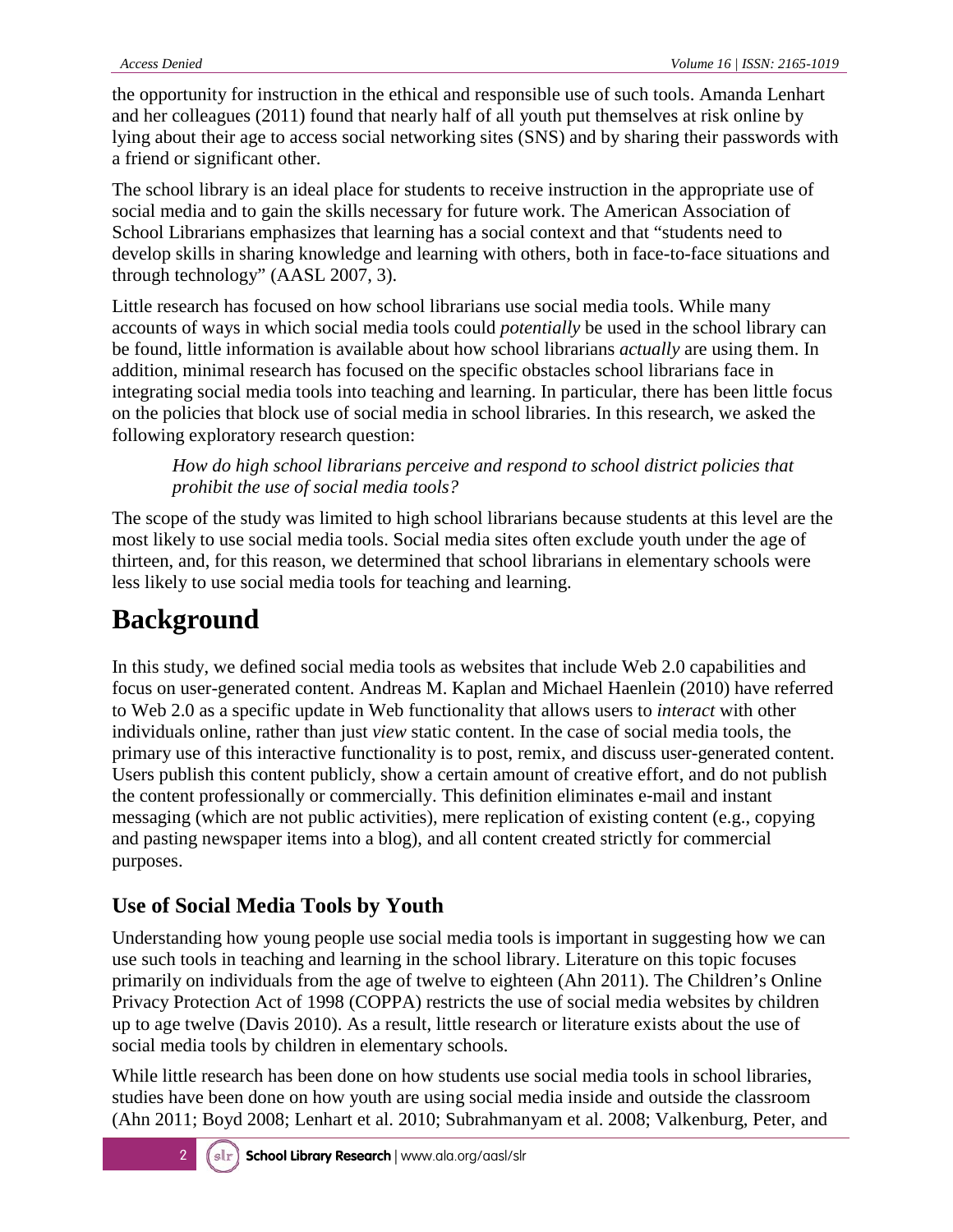the opportunity for instruction in the ethical and responsible use of such tools. Amanda Lenhart and her colleagues (2011) found that nearly half of all youth put themselves at risk online by lying about their age to access social networking sites (SNS) and by sharing their passwords with a friend or significant other.

The school library is an ideal place for students to receive instruction in the appropriate use of social media and to gain the skills necessary for future work. The American Association of School Librarians emphasizes that learning has a social context and that "students need to develop skills in sharing knowledge and learning with others, both in face-to-face situations and through technology" (AASL 2007, 3).

Little research has focused on how school librarians use social media tools. While many accounts of ways in which social media tools could *potentially* be used in the school library can be found, little information is available about how school librarians *actually* are using them. In addition, minimal research has focused on the specific obstacles school librarians face in integrating social media tools into teaching and learning. In particular, there has been little focus on the policies that block use of social media in school libraries. In this research, we asked the following exploratory research question:

> *How do high school librarians perceive and respond to school district policies that prohibit the use of social media tools?*

The scope of the study was limited to high school librarians because students at this level are the most likely to use social media tools. Social media sites often exclude youth under the age of thirteen, and, for this reason, we determined that school librarians in elementary schools were less likely to use social media tools for teaching and learning.

# Background

In this study, we defined social media tools as websites that include Web 2.0 capabilities and focus on user-generated content. Andreas M. Kaplan and Michael Haenlein (2010) have referred to Web 2.0 as a specific update in Web functionality that allows users to *interact* with other individuals online, rather than just *view* static content. In the case of social media tools, the primary use of this interactive functionality is to post, remix, and discuss user-generated content. Users publish this content publicly, show a certain amount of creative effort, and do not publish the content professionally or commercially. This definition eliminates e-mail and instant messaging (which are not public activities), mere replication of existing content (e.g., copying and pasting newspaper items into a blog), and all content created strictly for commercial purposes.

## Use of Social Media Tools by Youth

Understanding how young people use social media tools is important in suggesting how we can use such tools in teaching and learning in the school library. Literature on this topic focuses primarily on individuals from the age of twelve to eighteen (Ahn 2011). The Children's Online Privacy Protection Act of 1998 (COPPA) restricts the use of social media websites by children up to age twelve (Davis 2010). As a result, little research or literature exists about the use of social media tools by children in elementary schools.

While little research has been done on how students use social media tools in school libraries, studies have been done on how youth are using social media inside and outside the classroom (Ahn 2011; Boyd 2008; Lenhart et al. 2010; Subrahmanyam et al. 2008; Valkenburg, Peter, and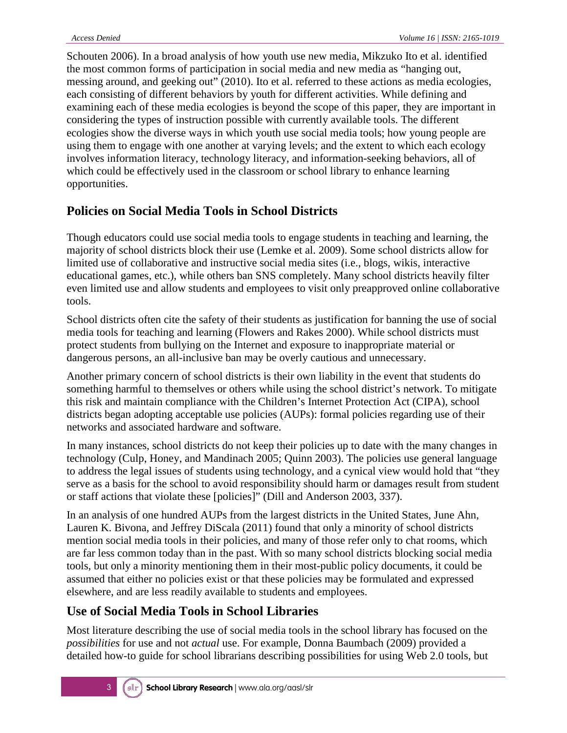Schouten 2006). In a broad analysis of how youth use new media, Mikzuko Ito et al. identified the most common forms of participation in social media and new media as "hanging out, messing around, and geeking out" (2010). Ito et al. referred to these actions as media ecologies, each consisting of different behaviors by youth for different activities. While defining and examining each of these media ecologies is beyond the scope of this paper, they are important in considering the types of instruction possible with currently available tools. The different ecologies show the diverse ways in which youth use social media tools; how young people are using them to engage with one another at varying levels; and the extent to which each ecology involves information literacy, technology literacy, and information-seeking behaviors, all of which could be effectively used in the classroom or school library to enhance learning opportunities.

## Policies on Social Media Tools in School Districts

Though educators could use social media tools to engage students in teaching and learning, the majority of school districts block their use (Lemke et al. 2009). Some school districts allow for limited use of collaborative and instructive social media sites (i.e., blogs, wikis, interactive educational games, etc.), while others ban SNS completely. Many school districts heavily filter even limited use and allow students and employees to visit only preapproved online collaborative tools.

School districts often cite the safety of their students as justification for banning the use of social media tools for teaching and learning (Flowers and Rakes 2000). While school districts must protect students from bullying on the Internet and exposure to inappropriate material or dangerous persons, an all-inclusive ban may be overly cautious and unnecessary.

Another primary concern of school districts is their own liability in the event that students do something harmful to themselves or others while using the school district's network. To mitigate this risk and maintain compliance with the Children's Internet Protection Act (CIPA), school districts began adopting acceptable use policies (AUPs): formal policies regarding use of their networks and associated hardware and software.

In many instances, school districts do not keep their policies up to date with the many changes in technology (Culp, Honey, and Mandinach 2005; Quinn 2003). The policies use general language to address the legal issues of students using technology, and a cynical view would hold that "they serve as a basis for the school to avoid responsibility should harm or damages result from student or staff actions that violate these [policies]" (Dill and Anderson 2003, 337).

In an analysis of one hundred AUPs from the largest districts in the United States, June Ahn, Lauren K. Bivona, and Jeffrey DiScala (2011) found that only a minority of school districts mention social media tools in their policies, and many of those refer only to chat rooms, which are far less common today than in the past. With so many school districts blocking social media tools, but only a minority mentioning them in their most-public policy documents, it could be assumed that either no policies exist or that these policies may be formulated and expressed elsewhere, and are less readily available to students and employees.

## Use of Social Media Tools in School Libraries

Most literature describing the use of social media tools in the school library has focused on the *possibilities* for use and not *actual* use. For example, Donna Baumbach (2009) provided a detailed how-to guide for school librarians describing possibilities for using Web 2.0 tools, but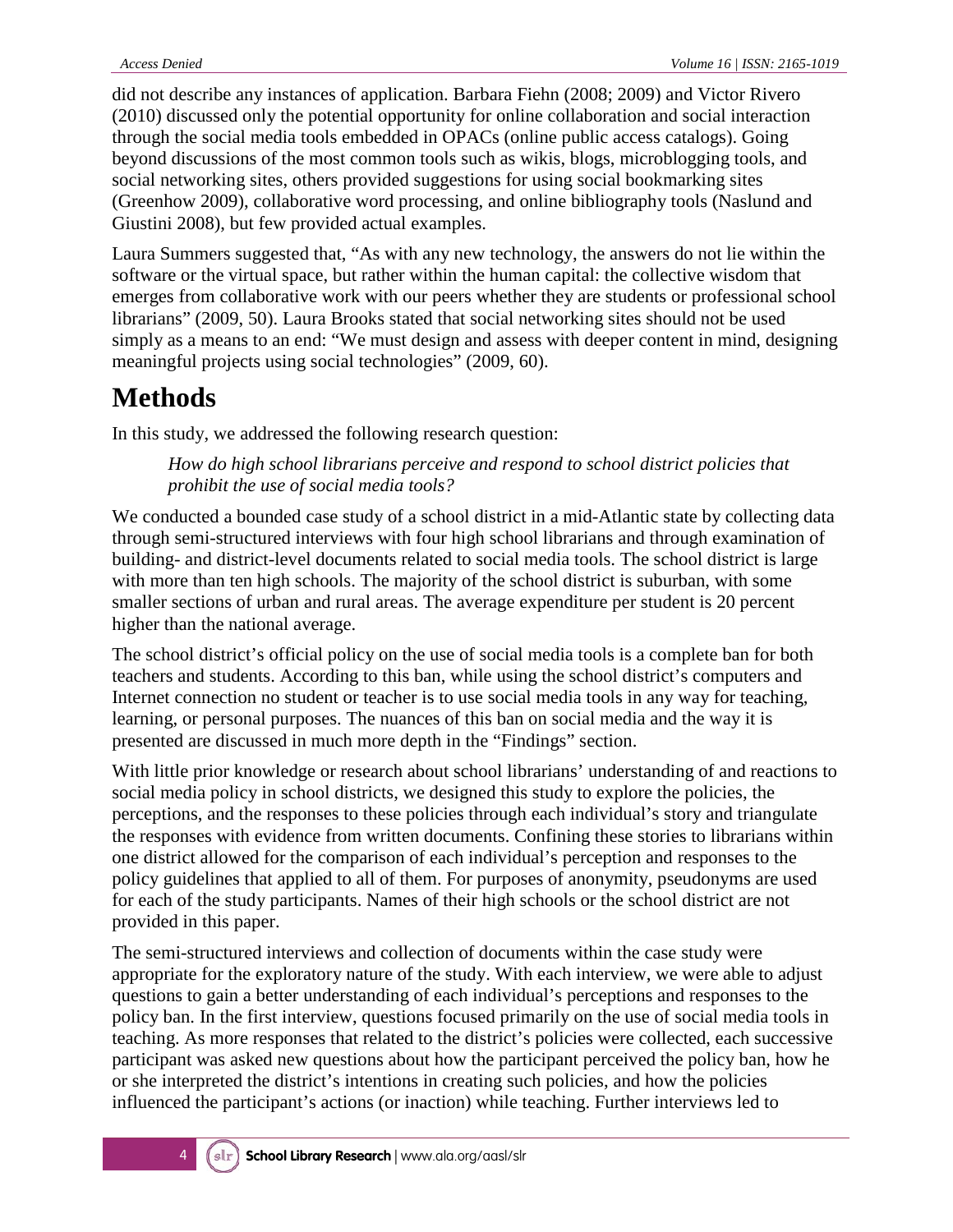did not describe any instances of application. Barbara Fiehn (2008; 2009) and Victor Rivero (2010) discussed only the potential opportunity for online collaboration and social interaction through the social media tools embedded in OPACs (online public access catalogs). Going beyond discussions of the most common tools such as wikis, blogs, microblogging tools, and social networking sites, others provided suggestions for using social bookmarking sites (Greenhow 2009), collaborative word processing, and online bibliography tools (Naslund and Giustini 2008), but few provided actual examples.

Laura Summers suggested that, "As with any new technology, the answers do not lie within the software or the virtual space, but rather within the human capital: the collective wisdom that emerges from collaborative work with our peers whether they are students or professional school librarians" (2009, 50). Laura Brooks stated that social networking sites should not be used simply as a means to an end: "We must design and assess with deeper content in mind, designing meaningful projects using social technologies" (2009, 60).

# Methods

In this study, we addressed the following research question:

> *How do high school librarians perceive and respond to school district policies that prohibit the use of social media tools?*

We conducted a bounded case study of a school district in a mid-Atlantic state by collecting data through semi-structured interviews with four high school librarians and through examination of building- and district-level documents related to social media tools. The school district is large with more than ten high schools. The majority of the school district is suburban, with some smaller sections of urban and rural areas. The average expenditure per student is 20 percent higher than the national average.

The school district's official policy on the use of social media tools is a complete ban for both teachers and students. According to this ban, while using the school district's computers and Internet connection no student or teacher is to use social media tools in any way for teaching, learning, or personal purposes. The nuances of this ban on social media and the way it is presented are discussed in much more depth in the "Findings" section.

With little prior knowledge or research about school librarians' understanding of and reactions to social media policy in school districts, we designed this study to explore the policies, the perceptions, and the responses to these policies through each individual's story and triangulate the responses with evidence from written documents. Confining these stories to librarians within one district allowed for the comparison of each individual's perception and responses to the policy guidelines that applied to all of them. For purposes of anonymity, pseudonyms are used for each of the study participants. Names of their high schools or the school district are not provided in this paper.

The semi-structured interviews and collection of documents within the case study were appropriate for the exploratory nature of the study. With each interview, we were able to adjust questions to gain a better understanding of each individual's perceptions and responses to the policy ban. In the first interview, questions focused primarily on the use of social media tools in teaching. As more responses that related to the district's policies were collected, each successive participant was asked new questions about how the participant perceived the policy ban, how he or she interpreted the district's intentions in creating such policies, and how the policies influenced the participant's actions (or inaction) while teaching. Further interviews led to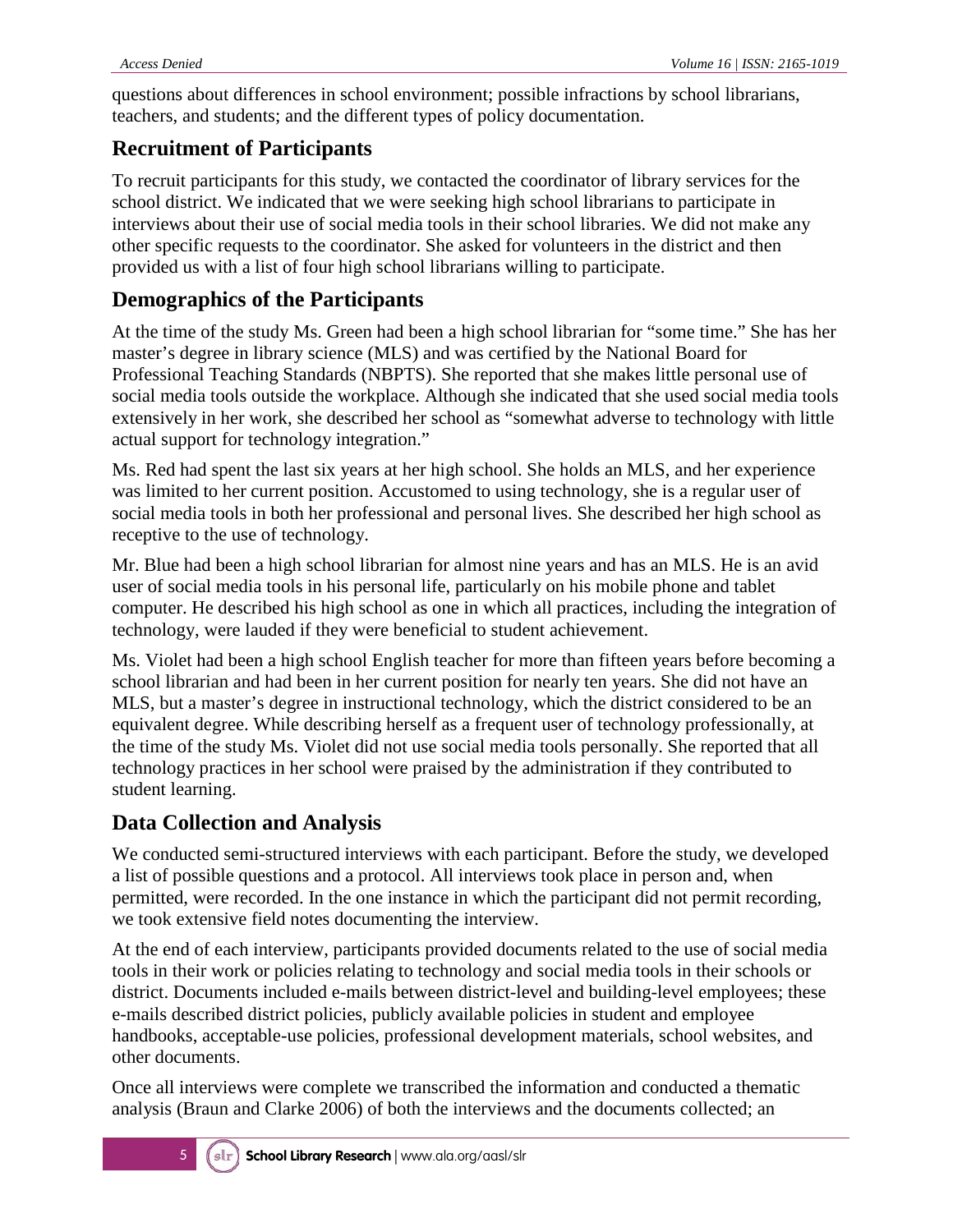questions about differences in school environment; possible infractions by school librarians, teachers, and students; and the different types of policy documentation.

## Recruitment of Participants

To recruit participants for this study, we contacted the coordinator of library services for the school district. We indicated that we were seeking high school librarians to participate in interviews about their use of social media tools in their school libraries. We did not make any other specific requests to the coordinator. She asked for volunteers in the district and then provided us with a list of four high school librarians willing to participate.

## Demographics of the Participants

At the time of the study Ms. Green had been a high school librarian for "some time." She has her master's degree in library science (MLS) and was certified by the National Board for Professional Teaching Standards (NBPTS). She reported that she makes little personal use of social media tools outside the workplace. Although she indicated that she used social media tools extensively in her work, she described her school as "somewhat adverse to technology with little actual support for technology integration."

Ms. Red had spent the last six years at her high school. She holds an MLS, and her experience was limited to her current position. Accustomed to using technology, she is a regular user of social media tools in both her professional and personal lives. She described her high school as receptive to the use of technology.

Mr. Blue had been a high school librarian for almost nine years and has an MLS. He is an avid user of social media tools in his personal life, particularly on his mobile phone and tablet computer. He described his high school as one in which all practices, including the integration of technology, were lauded if they were beneficial to student achievement.

Ms. Violet had been a high school English teacher for more than fifteen years before becoming a school librarian and had been in her current position for nearly ten years. She did not have an MLS, but a master's degree in instructional technology, which the district considered to be an equivalent degree. While describing herself as a frequent user of technology professionally, at the time of the study Ms. Violet did not use social media tools personally. She reported that all technology practices in her school were praised by the administration if they contributed to student learning.

## Data Collection and Analysis

We conducted semi-structured interviews with each participant. Before the study, we developed a list of possible questions and a protocol. All interviews took place in person and, when permitted, were recorded. In the one instance in which the participant did not permit recording, we took extensive field notes documenting the interview.

At the end of each interview, participants provided documents related to the use of social media tools in their work or policies relating to technology and social media tools in their schools or district. Documents included e-mails between district-level and building-level employees; these e-mails described district policies, publicly available policies in student and employee handbooks, acceptable-use policies, professional development materials, school websites, and other documents.

Once all interviews were complete we transcribed the information and conducted a thematic analysis (Braun and Clarke 2006) of both the interviews and the documents collected; an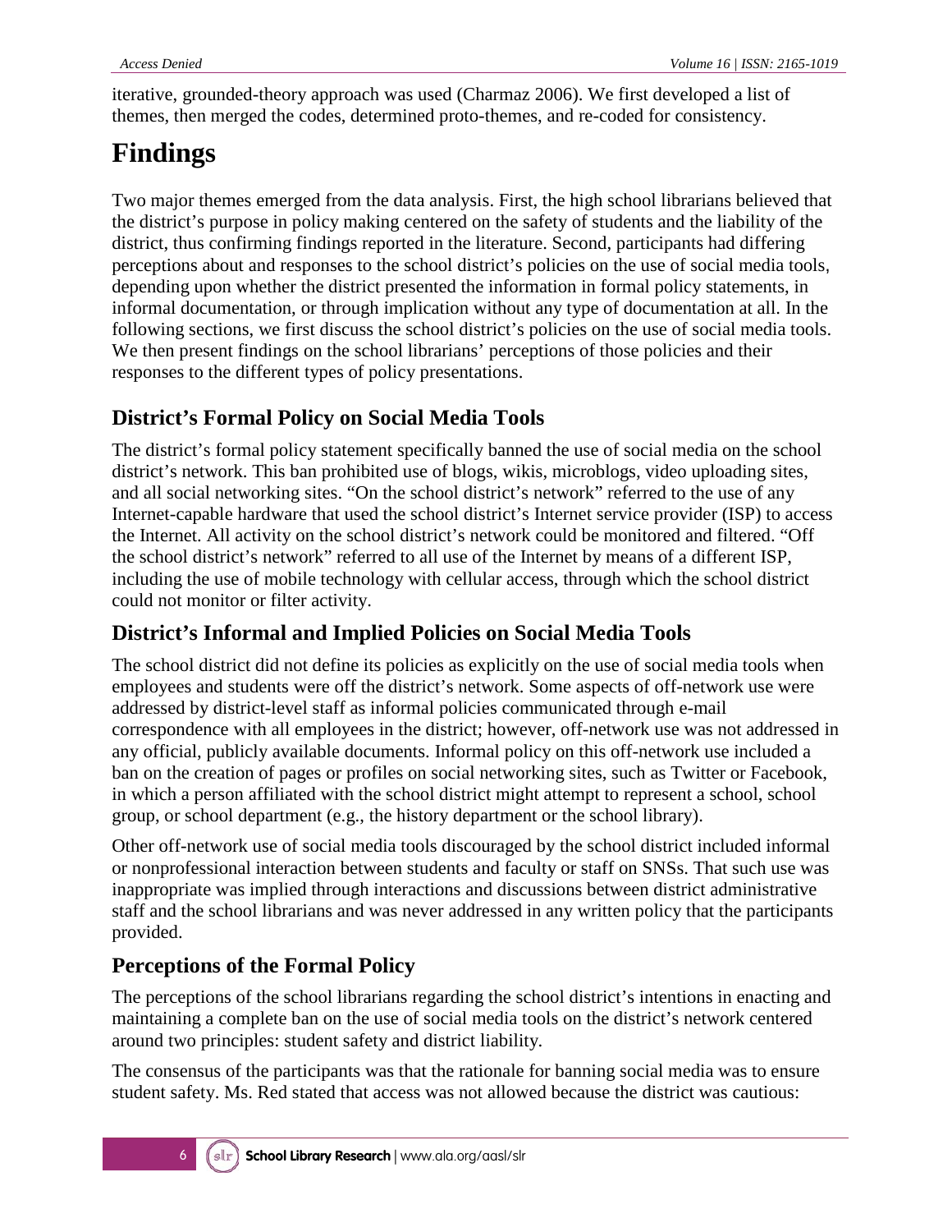iterative, grounded-theory approach was used (Charmaz 2006). We first developed a list of themes, then merged the codes, determined proto-themes, and re-coded for consistency.

# Findings

Two major themes emerged from the data analysis. First, the high school librarians believed that the district's purpose in policy making centered on the safety of students and the liability of the district, thus confirming findings reported in the literature. Second, participants had differing perceptions about and responses to the school district's policies on the use of social media tools, depending upon whether the district presented the information in formal policy statements, in informal documentation, or through implication without any type of documentation at all. In the following sections, we first discuss the school district's policies on the use of social media tools. We then present findings on the school librarians' perceptions of those policies and their responses to the different types of policy presentations.

## District's Formal Policy on Social Media Tools

The district's formal policy statement specifically banned the use of social media on the school district's network. This ban prohibited use of blogs, wikis, microblogs, video uploading sites, and all social networking sites. "On the school district's network" referred to the use of any Internet-capable hardware that used the school district's Internet service provider (ISP) to access the Internet. All activity on the school district's network could be monitored and filtered. "Off the school district's network" referred to all use of the Internet by means of a different ISP, including the use of mobile technology with cellular access, through which the school district could not monitor or filter activity.

## District's Informal and Implied Policies on Social Media Tools

The school district did not define its policies as explicitly on the use of social media tools when employees and students were off the district's network. Some aspects of off-network use were addressed by district-level staff as informal policies communicated through e-mail correspondence with all employees in the district; however, off-network use was not addressed in any official, publicly available documents. Informal policy on this off-network use included a ban on the creation of pages or profiles on social networking sites, such as Twitter or Facebook, in which a person affiliated with the school district might attempt to represent a school, school group, or school department (e.g., the history department or the school library).

Other off-network use of social media tools discouraged by the school district included informal or nonprofessional interaction between students and faculty or staff on SNSs. That such use was inappropriate was implied through interactions and discussions between district administrative staff and the school librarians and was never addressed in any written policy that the participants provided.

## Perceptions of the Formal Policy

The perceptions of the school librarians regarding the school district's intentions in enacting and maintaining a complete ban on the use of social media tools on the district's network centered around two principles: student safety and district liability.

The consensus of the participants was that the rationale for banning social media was to ensure student safety. Ms. Red stated that access was not allowed because the district was cautious: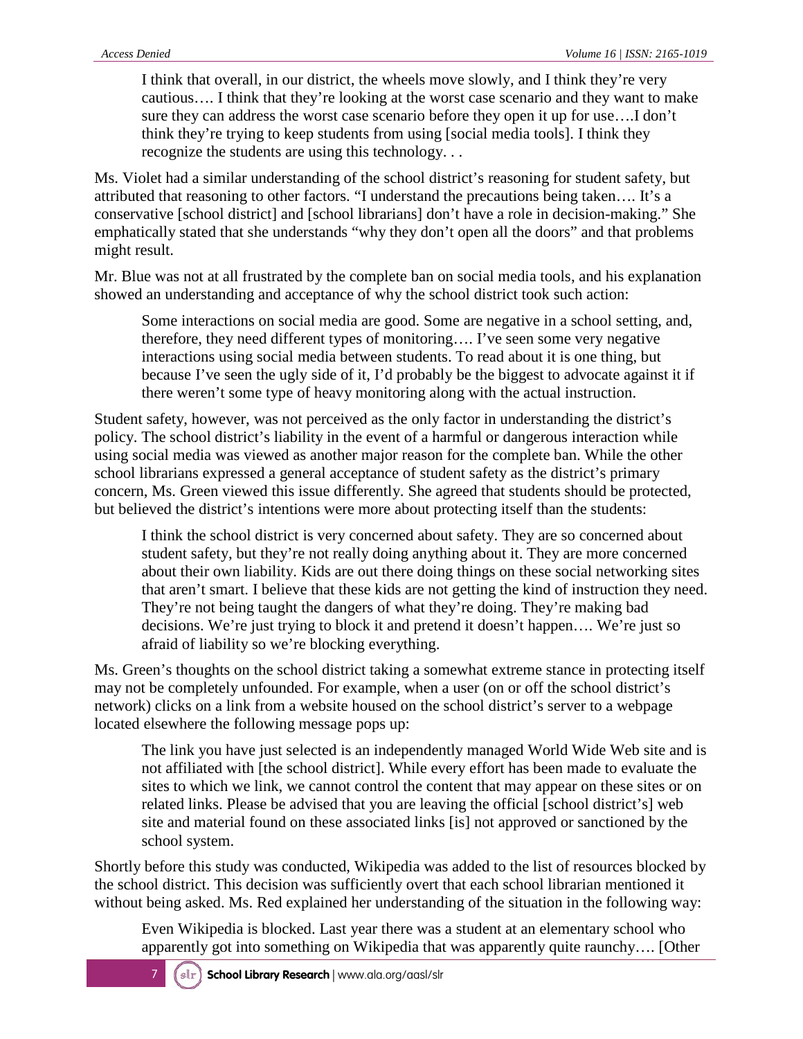> I think that overall, in our district, the wheels move slowly, and I think they're very cautious…. I think that they're looking at the worst case scenario and they want to make sure they can address the worst case scenario before they open it up for use….I don't think they're trying to keep students from using [social media tools]. I think they recognize the students are using this technology. . .

Ms. Violet had a similar understanding of the school district's reasoning for student safety, but attributed that reasoning to other factors. "I understand the precautions being taken…. It's a conservative [school district] and [school librarians] don't have a role in decision-making." She emphatically stated that she understands "why they don't open all the doors" and that problems might result.

Mr. Blue was not at all frustrated by the complete ban on social media tools, and his explanation showed an understanding and acceptance of why the school district took such action:

> Some interactions on social media are good. Some are negative in a school setting, and, therefore, they need different types of monitoring…. I've seen some very negative interactions using social media between students. To read about it is one thing, but because I've seen the ugly side of it, I'd probably be the biggest to advocate against it if there weren't some type of heavy monitoring along with the actual instruction.

Student safety, however, was not perceived as the only factor in understanding the district's policy. The school district's liability in the event of a harmful or dangerous interaction while using social media was viewed as another major reason for the complete ban. While the other school librarians expressed a general acceptance of student safety as the district's primary concern, Ms. Green viewed this issue differently. She agreed that students should be protected, but believed the district's intentions were more about protecting itself than the students:

> I think the school district is very concerned about safety. They are so concerned about student safety, but they're not really doing anything about it. They are more concerned about their own liability. Kids are out there doing things on these social networking sites that aren't smart. I believe that these kids are not getting the kind of instruction they need. They're not being taught the dangers of what they're doing. They're making bad decisions. We're just trying to block it and pretend it doesn't happen…. We're just so afraid of liability so we're blocking everything.

Ms. Green's thoughts on the school district taking a somewhat extreme stance in protecting itself may not be completely unfounded. For example, when a user (on or off the school district's network) clicks on a link from a website housed on the school district's server to a webpage located elsewhere the following message pops up:

> The link you have just selected is an independently managed World Wide Web site and is not affiliated with [the school district]. While every effort has been made to evaluate the sites to which we link, we cannot control the content that may appear on these sites or on related links. Please be advised that you are leaving the official [school district's] web site and material found on these associated links [is] not approved or sanctioned by the school system.

Shortly before this study was conducted, Wikipedia was added to the list of resources blocked by the school district. This decision was sufficiently overt that each school librarian mentioned it without being asked. Ms. Red explained her understanding of the situation in the following way:

> Even Wikipedia is blocked. Last year there was a student at an elementary school who apparently got into something on Wikipedia that was apparently quite raunchy…. [Other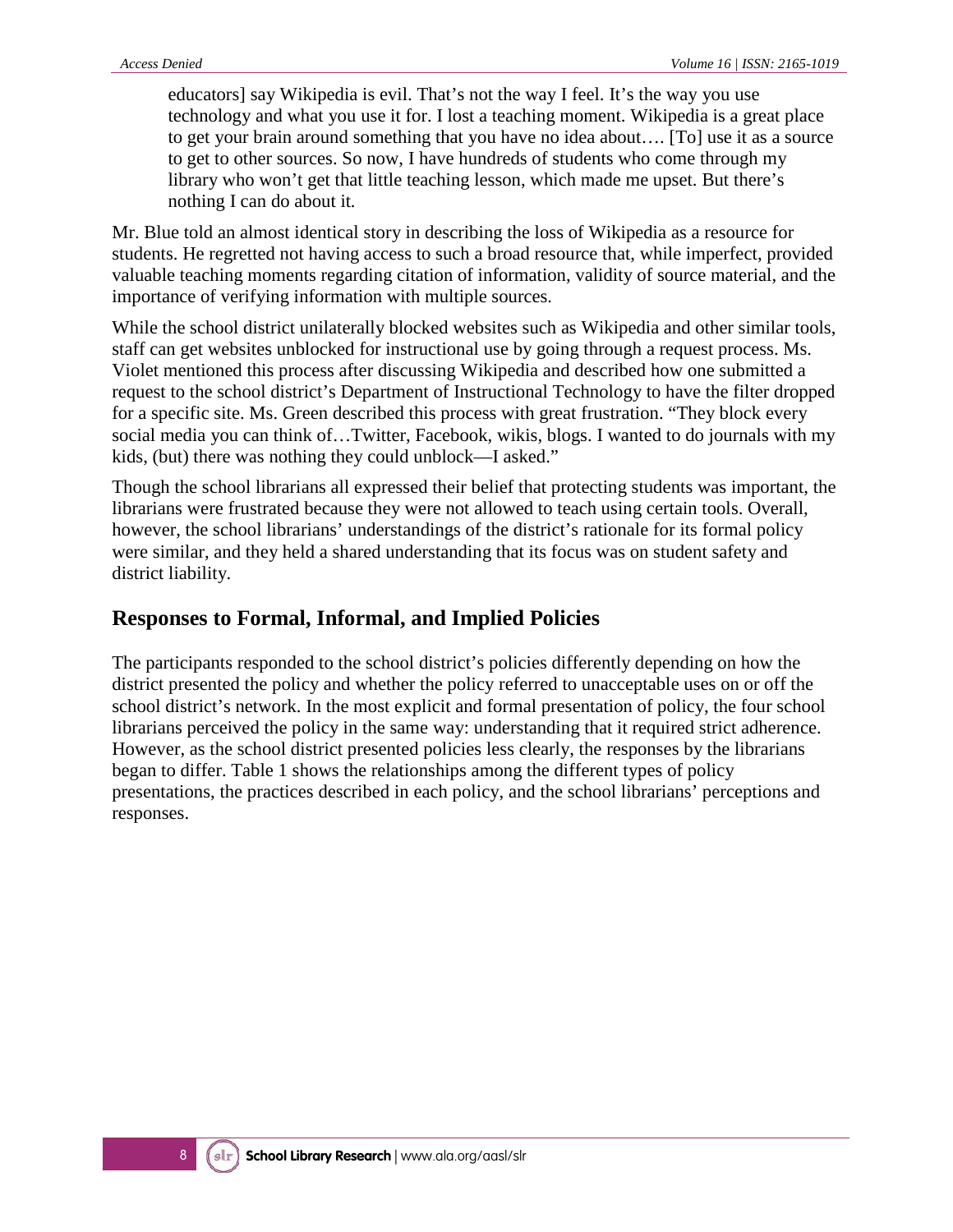> educators] say Wikipedia is evil. That's not the way I feel. It's the way you use technology and what you use it for. I lost a teaching moment. Wikipedia is a great place to get your brain around something that you have no idea about…. [To] use it as a source to get to other sources. So now, I have hundreds of students who come through my library who won't get that little teaching lesson, which made me upset. But there's nothing I can do about it.

Mr. Blue told an almost identical story in describing the loss of Wikipedia as a resource for students. He regretted not having access to such a broad resource that, while imperfect, provided valuable teaching moments regarding citation of information, validity of source material, and the importance of verifying information with multiple sources.

While the school district unilaterally blocked websites such as Wikipedia and other similar tools, staff can get websites unblocked for instructional use by going through a request process. Ms. Violet mentioned this process after discussing Wikipedia and described how one submitted a request to the school district's Department of Instructional Technology to have the filter dropped for a specific site. Ms. Green described this process with great frustration. "They block every social media you can think of…Twitter, Facebook, wikis, blogs. I wanted to do journals with my kids, (but) there was nothing they could unblock—I asked."

Though the school librarians all expressed their belief that protecting students was important, the librarians were frustrated because they were not allowed to teach using certain tools. Overall, however, the school librarians' understandings of the district's rationale for its formal policy were similar, and they held a shared understanding that its focus was on student safety and district liability.

## Responses to Formal, Informal, and Implied Policies

The participants responded to the school district's policies differently depending on how the district presented the policy and whether the policy referred to unacceptable uses on or off the school district's network. In the most explicit and formal presentation of policy, the four school librarians perceived the policy in the same way: understanding that it required strict adherence. However, as the school district presented policies less clearly, the responses by the librarians began to differ. Table 1 shows the relationships among the different types of policy presentations, the practices described in each policy, and the school librarians' perceptions and responses.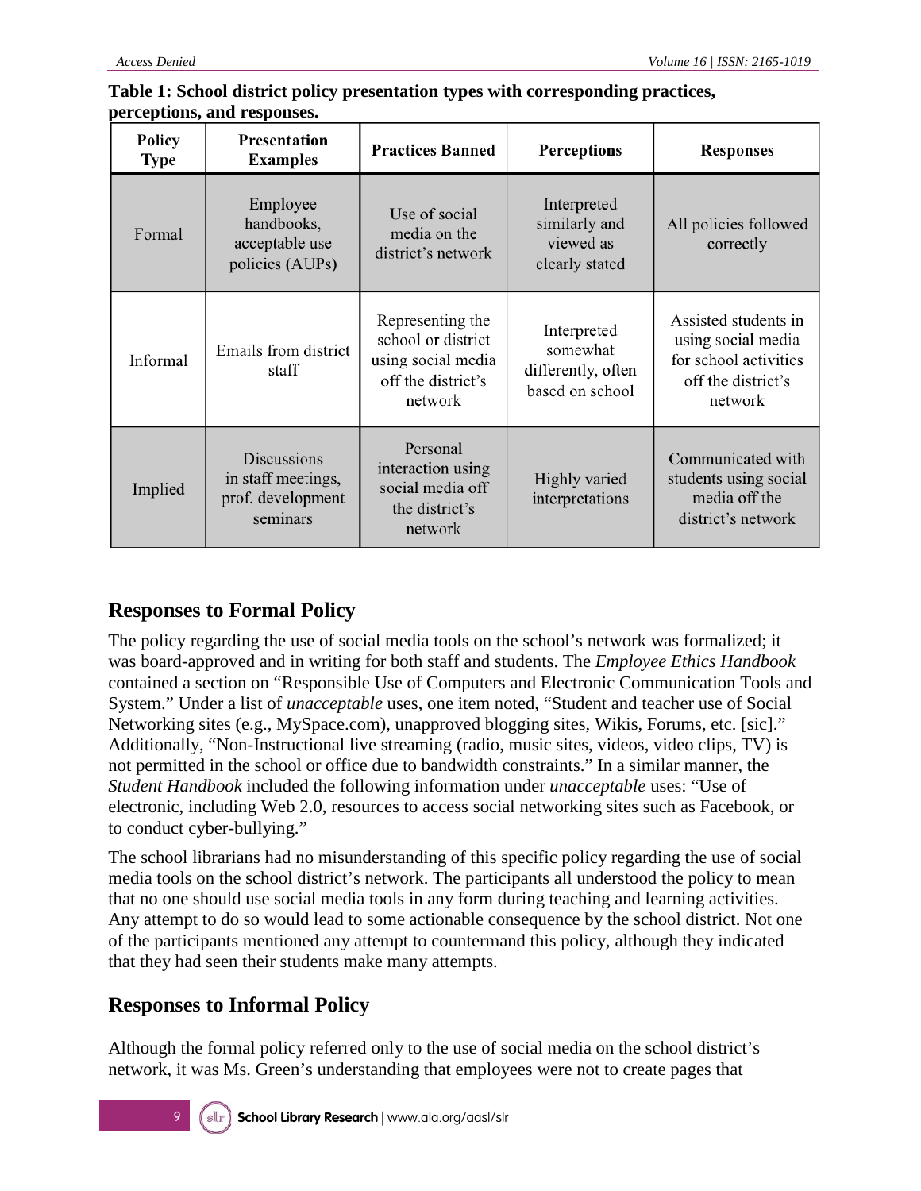**Table 1: School district policy presentation types with corresponding practices, perceptions, and responses.**

| Policy Type | Presentation Examples | Practices Banned | Perceptions | Responses |
|---|---|---|---|---|
| Formal | Employee handbooks, acceptable use policies (AUPs) | Use of social media on the district's network | Interpreted similarly and viewed as clearly stated | All policies followed correctly |
| Informal | Emails from district staff | Representing the school or district using social media off the district's network | Interpreted somewhat differently, often based on school | Assisted students in using social media for school activities off the district's network |
| Implied | Discussions in staff meetings, prof. development seminars | Personal interaction using social media off the district's network | Highly varied interpretations | Communicated with students using social media off the district's network |

## Responses to Formal Policy

The policy regarding the use of social media tools on the school's network was formalized; it was board-approved and in writing for both staff and students. The *Employee Ethics Handbook* contained a section on "Responsible Use of Computers and Electronic Communication Tools and System." Under a list of *unacceptable* uses, one item noted, "Student and teacher use of Social Networking sites (e.g., MySpace.com), unapproved blogging sites, Wikis, Forums, etc. [sic]." Additionally, "Non-Instructional live streaming (radio, music sites, videos, video clips, TV) is not permitted in the school or office due to bandwidth constraints." In a similar manner, the *Student Handbook* included the following information under *unacceptable* uses: "Use of electronic, including Web 2.0, resources to access social networking sites such as Facebook, or to conduct cyber-bullying."

The school librarians had no misunderstanding of this specific policy regarding the use of social media tools on the school district's network. The participants all understood the policy to mean that no one should use social media tools in any form during teaching and learning activities. Any attempt to do so would lead to some actionable consequence by the school district. Not one of the participants mentioned any attempt to countermand this policy, although they indicated that they had seen their students make many attempts.

## Responses to Informal Policy

Although the formal policy referred only to the use of social media on the school district's network, it was Ms. Green's understanding that employees were not to create pages that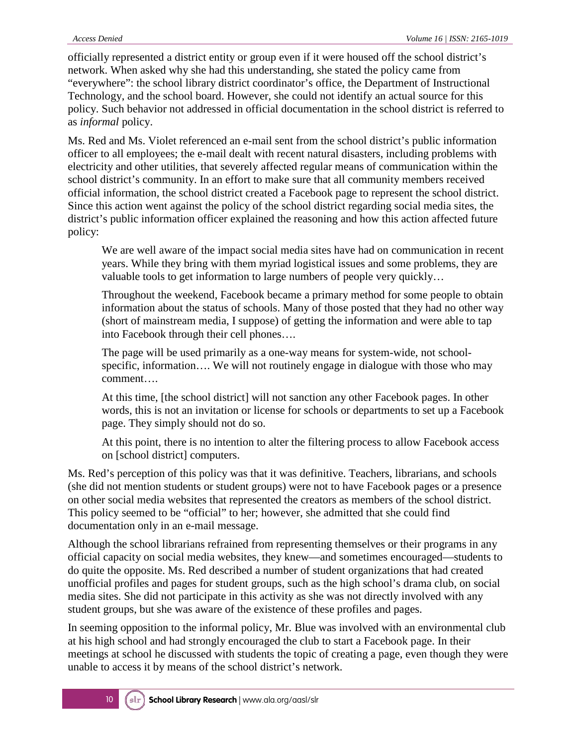officially represented a district entity or group even if it were housed off the school district's network. When asked why she had this understanding, she stated the policy came from "everywhere": the school library district coordinator's office, the Department of Instructional Technology, and the school board. However, she could not identify an actual source for this policy. Such behavior not addressed in official documentation in the school district is referred to as *informal* policy.

Ms. Red and Ms. Violet referenced an e-mail sent from the school district's public information officer to all employees; the e-mail dealt with recent natural disasters, including problems with electricity and other utilities, that severely affected regular means of communication within the school district's community. In an effort to make sure that all community members received official information, the school district created a Facebook page to represent the school district. Since this action went against the policy of the school district regarding social media sites, the district's public information officer explained the reasoning and how this action affected future policy:

> We are well aware of the impact social media sites have had on communication in recent years. While they bring with them myriad logistical issues and some problems, they are valuable tools to get information to large numbers of people very quickly…
>
> Throughout the weekend, Facebook became a primary method for some people to obtain information about the status of schools. Many of those posted that they had no other way (short of mainstream media, I suppose) of getting the information and were able to tap into Facebook through their cell phones….
>
> The page will be used primarily as a one-way means for system-wide, not school-specific, information…. We will not routinely engage in dialogue with those who may comment….
>
> At this time, [the school district] will not sanction any other Facebook pages. In other words, this is not an invitation or license for schools or departments to set up a Facebook page. They simply should not do so.
>
> At this point, there is no intention to alter the filtering process to allow Facebook access on [school district] computers.

Ms. Red's perception of this policy was that it was definitive. Teachers, librarians, and schools (she did not mention students or student groups) were not to have Facebook pages or a presence on other social media websites that represented the creators as members of the school district. This policy seemed to be "official" to her; however, she admitted that she could find documentation only in an e-mail message.

Although the school librarians refrained from representing themselves or their programs in any official capacity on social media websites, they knew—and sometimes encouraged—students to do quite the opposite. Ms. Red described a number of student organizations that had created unofficial profiles and pages for student groups, such as the high school's drama club, on social media sites. She did not participate in this activity as she was not directly involved with any student groups, but she was aware of the existence of these profiles and pages.

In seeming opposition to the informal policy, Mr. Blue was involved with an environmental club at his high school and had strongly encouraged the club to start a Facebook page. In their meetings at school he discussed with students the topic of creating a page, even though they were unable to access it by means of the school district's network.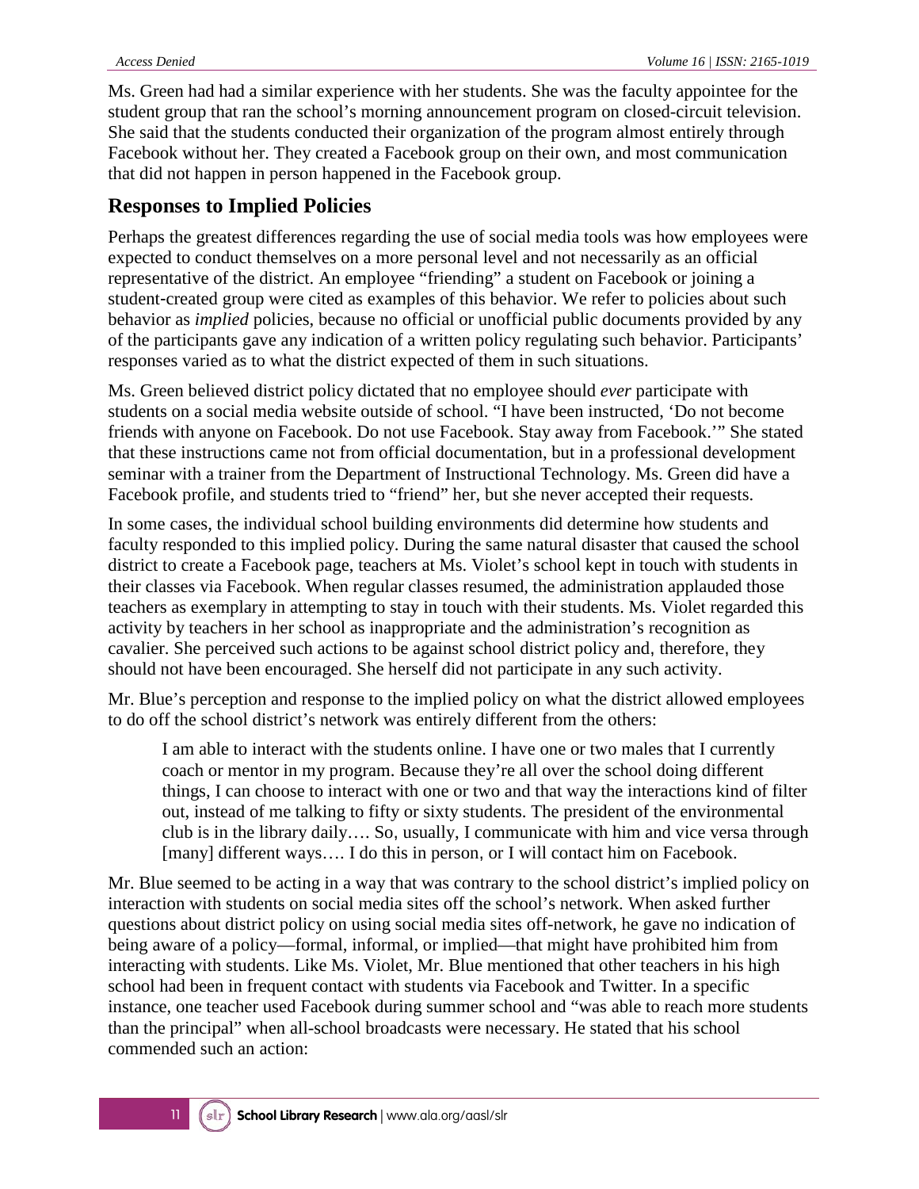Ms. Green had had a similar experience with her students. She was the faculty appointee for the student group that ran the school's morning announcement program on closed-circuit television. She said that the students conducted their organization of the program almost entirely through Facebook without her. They created a Facebook group on their own, and most communication that did not happen in person happened in the Facebook group.

## Responses to Implied Policies

Perhaps the greatest differences regarding the use of social media tools was how employees were expected to conduct themselves on a more personal level and not necessarily as an official representative of the district. An employee "friending" a student on Facebook or joining a student-created group were cited as examples of this behavior. We refer to policies about such behavior as *implied* policies, because no official or unofficial public documents provided by any of the participants gave any indication of a written policy regulating such behavior. Participants' responses varied as to what the district expected of them in such situations.

Ms. Green believed district policy dictated that no employee should *ever* participate with students on a social media website outside of school. "I have been instructed, 'Do not become friends with anyone on Facebook. Do not use Facebook. Stay away from Facebook.'" She stated that these instructions came not from official documentation, but in a professional development seminar with a trainer from the Department of Instructional Technology. Ms. Green did have a Facebook profile, and students tried to "friend" her, but she never accepted their requests.

In some cases, the individual school building environments did determine how students and faculty responded to this implied policy. During the same natural disaster that caused the school district to create a Facebook page, teachers at Ms. Violet's school kept in touch with students in their classes via Facebook. When regular classes resumed, the administration applauded those teachers as exemplary in attempting to stay in touch with their students. Ms. Violet regarded this activity by teachers in her school as inappropriate and the administration's recognition as cavalier. She perceived such actions to be against school district policy and, therefore, they should not have been encouraged. She herself did not participate in any such activity.

Mr. Blue's perception and response to the implied policy on what the district allowed employees to do off the school district's network was entirely different from the others:

> I am able to interact with the students online. I have one or two males that I currently coach or mentor in my program. Because they're all over the school doing different things, I can choose to interact with one or two and that way the interactions kind of filter out, instead of me talking to fifty or sixty students. The president of the environmental club is in the library daily…. So, usually, I communicate with him and vice versa through [many] different ways…. I do this in person, or I will contact him on Facebook.

Mr. Blue seemed to be acting in a way that was contrary to the school district's implied policy on interaction with students on social media sites off the school's network. When asked further questions about district policy on using social media sites off-network, he gave no indication of being aware of a policy—formal, informal, or implied—that might have prohibited him from interacting with students. Like Ms. Violet, Mr. Blue mentioned that other teachers in his high school had been in frequent contact with students via Facebook and Twitter. In a specific instance, one teacher used Facebook during summer school and "was able to reach more students than the principal" when all-school broadcasts were necessary. He stated that his school commended such an action: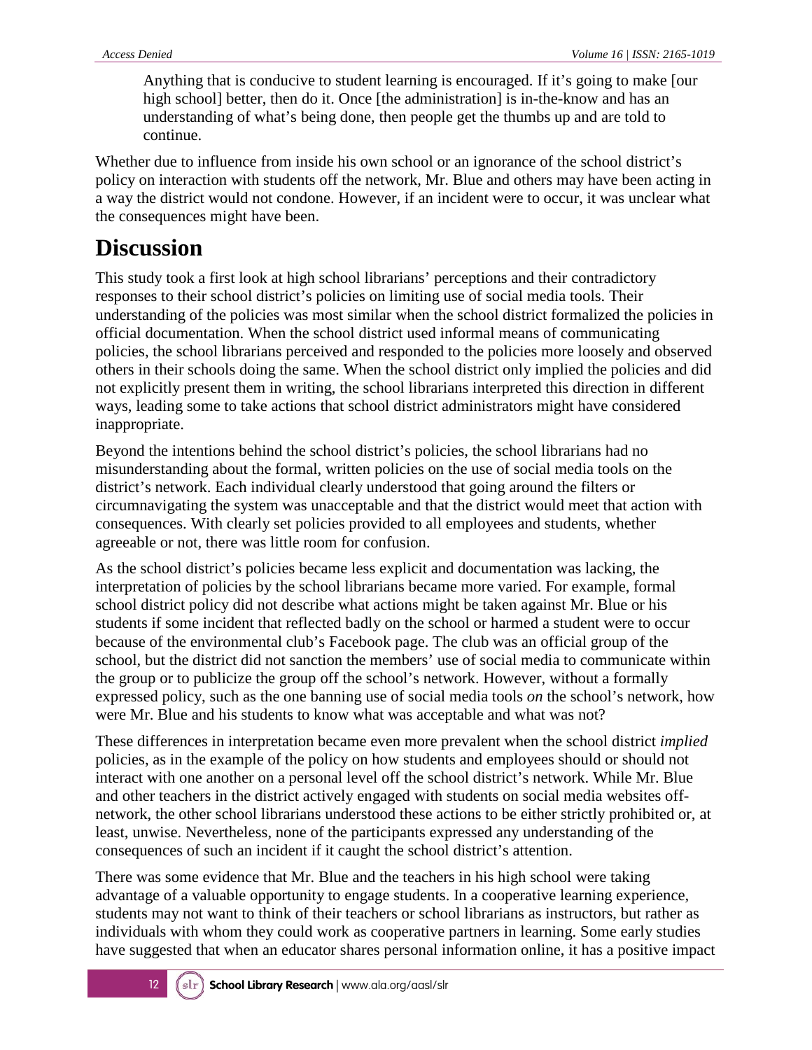> Anything that is conducive to student learning is encouraged. If it's going to make [our high school] better, then do it. Once [the administration] is in-the-know and has an understanding of what's being done, then people get the thumbs up and are told to continue.

Whether due to influence from inside his own school or an ignorance of the school district's policy on interaction with students off the network, Mr. Blue and others may have been acting in a way the district would not condone. However, if an incident were to occur, it was unclear what the consequences might have been.

# Discussion

This study took a first look at high school librarians' perceptions and their contradictory responses to their school district's policies on limiting use of social media tools. Their understanding of the policies was most similar when the school district formalized the policies in official documentation. When the school district used informal means of communicating policies, the school librarians perceived and responded to the policies more loosely and observed others in their schools doing the same. When the school district only implied the policies and did not explicitly present them in writing, the school librarians interpreted this direction in different ways, leading some to take actions that school district administrators might have considered inappropriate.

Beyond the intentions behind the school district's policies, the school librarians had no misunderstanding about the formal, written policies on the use of social media tools on the district's network. Each individual clearly understood that going around the filters or circumnavigating the system was unacceptable and that the district would meet that action with consequences. With clearly set policies provided to all employees and students, whether agreeable or not, there was little room for confusion.

As the school district's policies became less explicit and documentation was lacking, the interpretation of policies by the school librarians became more varied. For example, formal school district policy did not describe what actions might be taken against Mr. Blue or his students if some incident that reflected badly on the school or harmed a student were to occur because of the environmental club's Facebook page. The club was an official group of the school, but the district did not sanction the members' use of social media to communicate within the group or to publicize the group off the school's network. However, without a formally expressed policy, such as the one banning use of social media tools *on* the school's network, how were Mr. Blue and his students to know what was acceptable and what was not?

These differences in interpretation became even more prevalent when the school district *implied* policies, as in the example of the policy on how students and employees should or should not interact with one another on a personal level off the school district's network. While Mr. Blue and other teachers in the district actively engaged with students on social media websites off-network, the other school librarians understood these actions to be either strictly prohibited or, at least, unwise. Nevertheless, none of the participants expressed any understanding of the consequences of such an incident if it caught the school district's attention.

There was some evidence that Mr. Blue and the teachers in his high school were taking advantage of a valuable opportunity to engage students. In a cooperative learning experience, students may not want to think of their teachers or school librarians as instructors, but rather as individuals with whom they could work as cooperative partners in learning. Some early studies have suggested that when an educator shares personal information online, it has a positive impact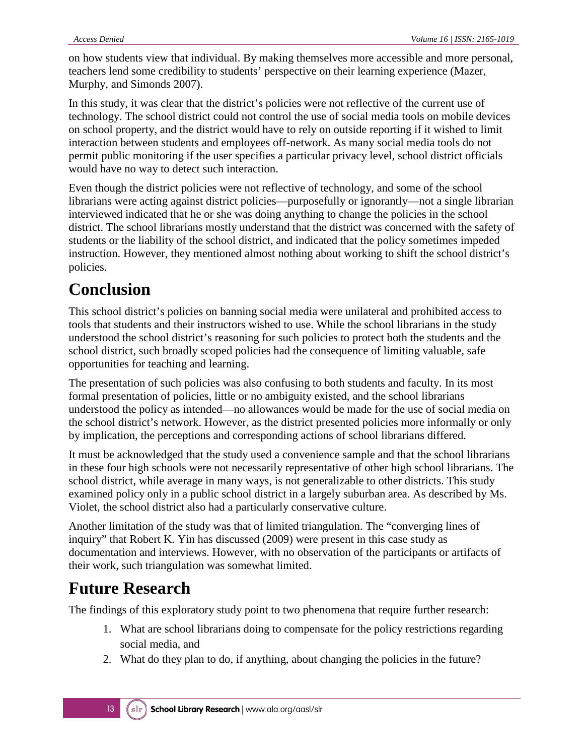on how students view that individual. By making themselves more accessible and more personal, teachers lend some credibility to students' perspective on their learning experience (Mazer, Murphy, and Simonds 2007).

In this study, it was clear that the district's policies were not reflective of the current use of technology. The school district could not control the use of social media tools on mobile devices on school property, and the district would have to rely on outside reporting if it wished to limit interaction between students and employees off-network. As many social media tools do not permit public monitoring if the user specifies a particular privacy level, school district officials would have no way to detect such interaction.

Even though the district policies were not reflective of technology, and some of the school librarians were acting against district policies—purposefully or ignorantly—not a single librarian interviewed indicated that he or she was doing anything to change the policies in the school district. The school librarians mostly understand that the district was concerned with the safety of students or the liability of the school district, and indicated that the policy sometimes impeded instruction. However, they mentioned almost nothing about working to shift the school district's policies.

# Conclusion

This school district's policies on banning social media were unilateral and prohibited access to tools that students and their instructors wished to use. While the school librarians in the study understood the school district's reasoning for such policies to protect both the students and the school district, such broadly scoped policies had the consequence of limiting valuable, safe opportunities for teaching and learning.

The presentation of such policies was also confusing to both students and faculty. In its most formal presentation of policies, little or no ambiguity existed, and the school librarians understood the policy as intended—no allowances would be made for the use of social media on the school district's network. However, as the district presented policies more informally or only by implication, the perceptions and corresponding actions of school librarians differed.

It must be acknowledged that the study used a convenience sample and that the school librarians in these four high schools were not necessarily representative of other high school librarians. The school district, while average in many ways, is not generalizable to other districts. This study examined policy only in a public school district in a largely suburban area. As described by Ms. Violet, the school district also had a particularly conservative culture.

Another limitation of the study was that of limited triangulation. The "converging lines of inquiry" that Robert K. Yin has discussed (2009) were present in this case study as documentation and interviews. However, with no observation of the participants or artifacts of their work, such triangulation was somewhat limited.

# Future Research

The findings of this exploratory study point to two phenomena that require further research:

1. What are school librarians doing to compensate for the policy restrictions regarding social media, and
2. What do they plan to do, if anything, about changing the policies in the future?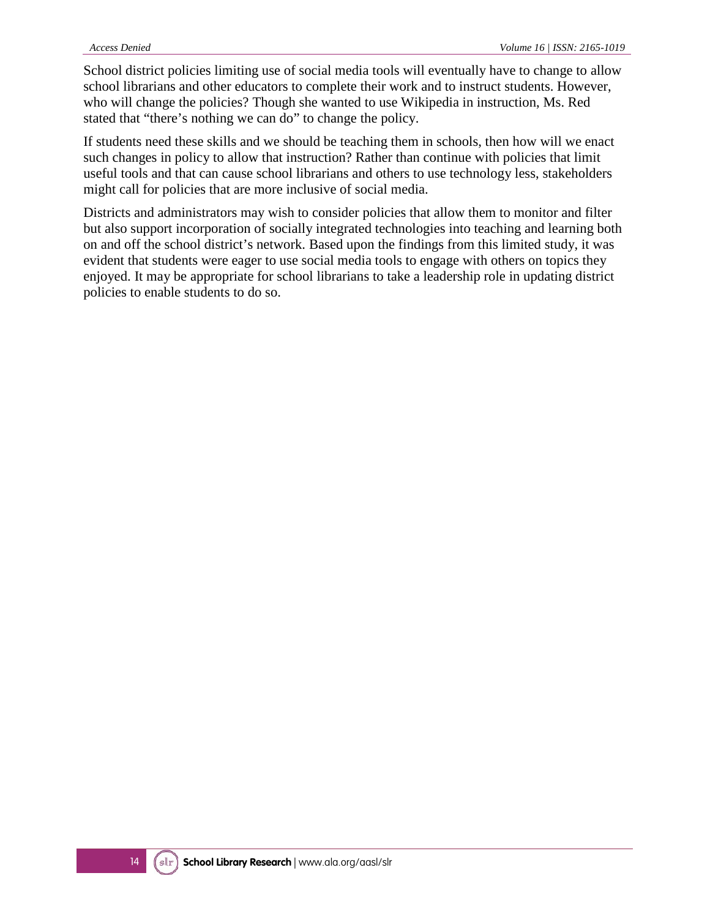School district policies limiting use of social media tools will eventually have to change to allow school librarians and other educators to complete their work and to instruct students. However, who will change the policies? Though she wanted to use Wikipedia in instruction, Ms. Red stated that “there’s nothing we can do” to change the policy.

If students need these skills and we should be teaching them in schools, then how will we enact such changes in policy to allow that instruction? Rather than continue with policies that limit useful tools and that can cause school librarians and others to use technology less, stakeholders might call for policies that are more inclusive of social media.

Districts and administrators may wish to consider policies that allow them to monitor and filter but also support incorporation of socially integrated technologies into teaching and learning both on and off the school district’s network. Based upon the findings from this limited study, it was evident that students were eager to use social media tools to engage with others on topics they enjoyed. It may be appropriate for school librarians to take a leadership role in updating district policies to enable students to do so.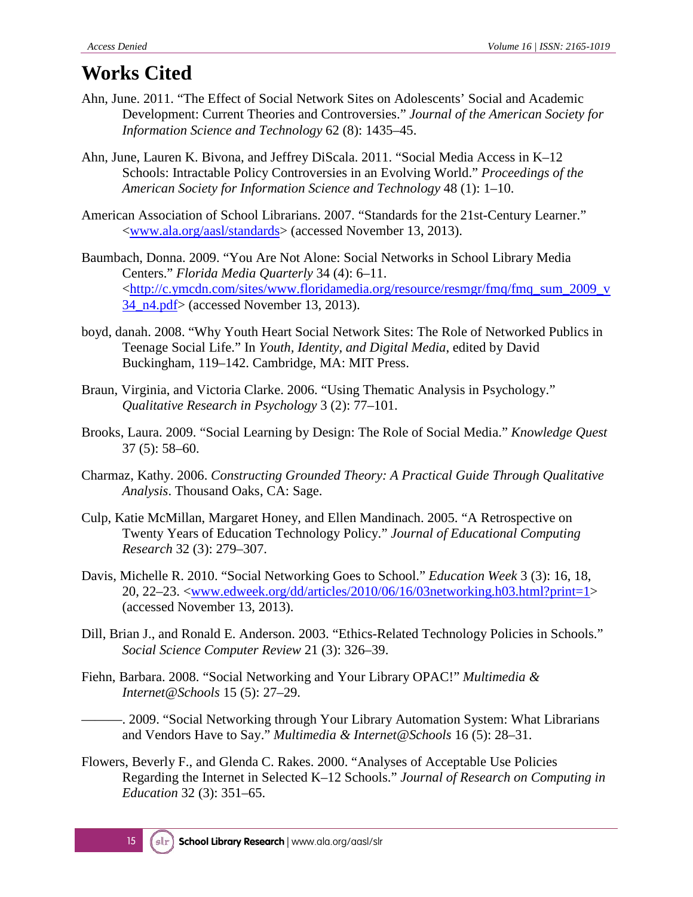# Works Cited

Ahn, June. 2011. “The Effect of Social Network Sites on Adolescents’ Social and Academic Development: Current Theories and Controversies.” *Journal of the American Society for Information Science and Technology* 62 (8): 1435–45.

Ahn, June, Lauren K. Bivona, and Jeffrey DiScala. 2011. “Social Media Access in K–12 Schools: Intractable Policy Controversies in an Evolving World.” *Proceedings of the American Society for Information Science and Technology* 48 (1): 1–10.

American Association of School Librarians. 2007. “Standards for the 21st-Century Learner.” <www.ala.org/aasl/standards> (accessed November 13, 2013).

Baumbach, Donna. 2009. “You Are Not Alone: Social Networks in School Library Media Centers.” *Florida Media Quarterly* 34 (4): 6–11. <http://c.ymcdn.com/sites/www.floridamedia.org/resource/resmgr/fmq/fmq_sum_2009_v34_n4.pdf> (accessed November 13, 2013).

boyd, danah. 2008. “Why Youth Heart Social Network Sites: The Role of Networked Publics in Teenage Social Life.” In *Youth, Identity, and Digital Media*, edited by David Buckingham, 119–142. Cambridge, MA: MIT Press.

Braun, Virginia, and Victoria Clarke. 2006. “Using Thematic Analysis in Psychology.” *Qualitative Research in Psychology* 3 (2): 77–101.

Brooks, Laura. 2009. “Social Learning by Design: The Role of Social Media.” *Knowledge Quest* 37 (5): 58–60.

Charmaz, Kathy. 2006. *Constructing Grounded Theory: A Practical Guide Through Qualitative Analysis*. Thousand Oaks, CA: Sage.

Culp, Katie McMillan, Margaret Honey, and Ellen Mandinach. 2005. “A Retrospective on Twenty Years of Education Technology Policy.” *Journal of Educational Computing Research* 32 (3): 279–307.

Davis, Michelle R. 2010. “Social Networking Goes to School.” *Education Week* 3 (3): 16, 18, 20, 22–23. <www.edweek.org/dd/articles/2010/06/16/03networking.h03.html?print=1> (accessed November 13, 2013).

Dill, Brian J., and Ronald E. Anderson. 2003. “Ethics-Related Technology Policies in Schools.” *Social Science Computer Review* 21 (3): 326–39.

Fiehn, Barbara. 2008. “Social Networking and Your Library OPAC!” *Multimedia & Internet@Schools* 15 (5): 27–29.

———. 2009. “Social Networking through Your Library Automation System: What Librarians and Vendors Have to Say.” *Multimedia & Internet@Schools* 16 (5): 28–31.

Flowers, Beverly F., and Glenda C. Rakes. 2000. “Analyses of Acceptable Use Policies Regarding the Internet in Selected K–12 Schools.” *Journal of Research on Computing in Education* 32 (3): 351–65.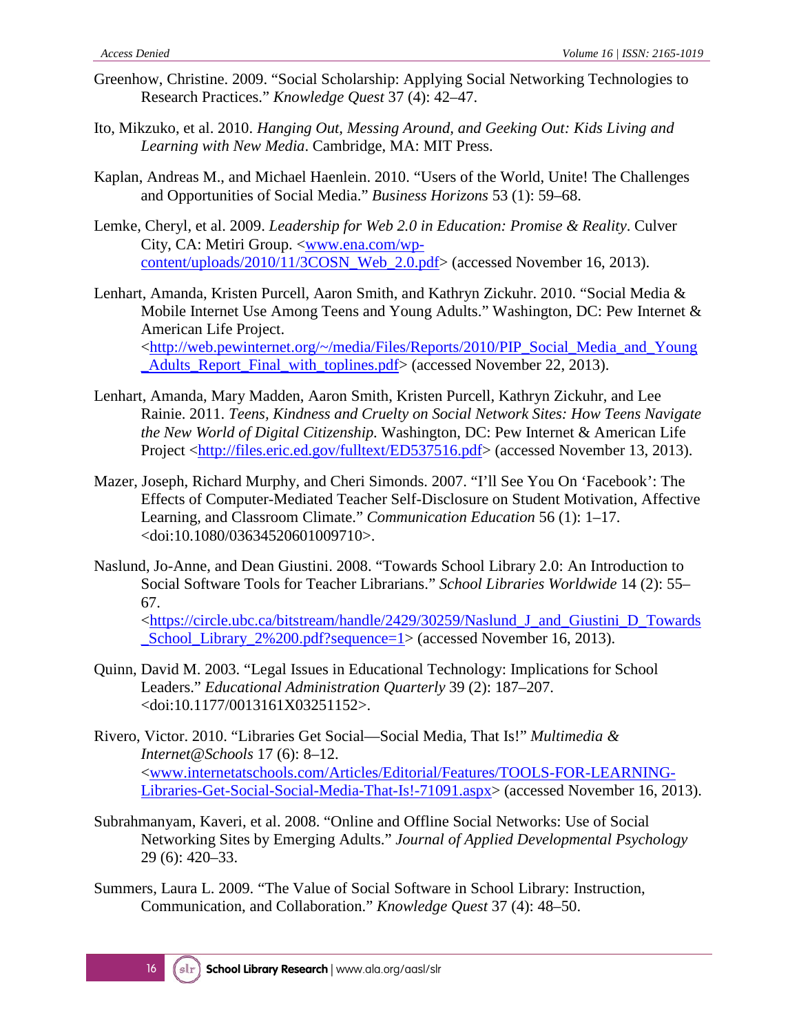Greenhow, Christine. 2009. "Social Scholarship: Applying Social Networking Technologies to Research Practices." *Knowledge Quest* 37 (4): 42–47.

Ito, Mikzuko, et al. 2010. *Hanging Out, Messing Around, and Geeking Out: Kids Living and Learning with New Media*. Cambridge, MA: MIT Press.

Kaplan, Andreas M., and Michael Haenlein. 2010. "Users of the World, Unite! The Challenges and Opportunities of Social Media." *Business Horizons* 53 (1): 59–68.

Lemke, Cheryl, et al. 2009. *Leadership for Web 2.0 in Education: Promise & Reality*. Culver City, CA: Metiri Group. <www.ena.com/wp-content/uploads/2010/11/3COSN_Web_2.0.pdf> (accessed November 16, 2013).

Lenhart, Amanda, Kristen Purcell, Aaron Smith, and Kathryn Zickuhr. 2010. "Social Media & Mobile Internet Use Among Teens and Young Adults." Washington, DC: Pew Internet & American Life Project. <http://web.pewinternet.org/~/media/Files/Reports/2010/PIP_Social_Media_and_Young_Adults_Report_Final_with_toplines.pdf> (accessed November 22, 2013).

Lenhart, Amanda, Mary Madden, Aaron Smith, Kristen Purcell, Kathryn Zickuhr, and Lee Rainie. 2011. *Teens, Kindness and Cruelty on Social Network Sites: How Teens Navigate the New World of Digital Citizenship*. Washington, DC: Pew Internet & American Life Project <http://files.eric.ed.gov/fulltext/ED537516.pdf> (accessed November 13, 2013).

Mazer, Joseph, Richard Murphy, and Cheri Simonds. 2007. "I'll See You On 'Facebook': The Effects of Computer-Mediated Teacher Self-Disclosure on Student Motivation, Affective Learning, and Classroom Climate." *Communication Education* 56 (1): 1–17. <doi:10.1080/03634520601009710>.

Naslund, Jo-Anne, and Dean Giustini. 2008. "Towards School Library 2.0: An Introduction to Social Software Tools for Teacher Librarians." *School Libraries Worldwide* 14 (2): 55–67. <https://circle.ubc.ca/bitstream/handle/2429/30259/Naslund_J_and_Giustini_D_Towards_School_Library_2%200.pdf?sequence=1> (accessed November 16, 2013).

Quinn, David M. 2003. "Legal Issues in Educational Technology: Implications for School Leaders." *Educational Administration Quarterly* 39 (2): 187–207. <doi:10.1177/0013161X03251152>.

Rivero, Victor. 2010. "Libraries Get Social—Social Media, That Is!" *Multimedia & Internet@Schools* 17 (6): 8–12. <www.internetatschools.com/Articles/Editorial/Features/TOOLS-FOR-LEARNING-Libraries-Get-Social-Social-Media-That-Is!-71091.aspx> (accessed November 16, 2013).

Subrahmanyam, Kaveri, et al. 2008. "Online and Offline Social Networks: Use of Social Networking Sites by Emerging Adults." *Journal of Applied Developmental Psychology* 29 (6): 420–33.

Summers, Laura L. 2009. "The Value of Social Software in School Library: Instruction, Communication, and Collaboration." *Knowledge Quest* 37 (4): 48–50.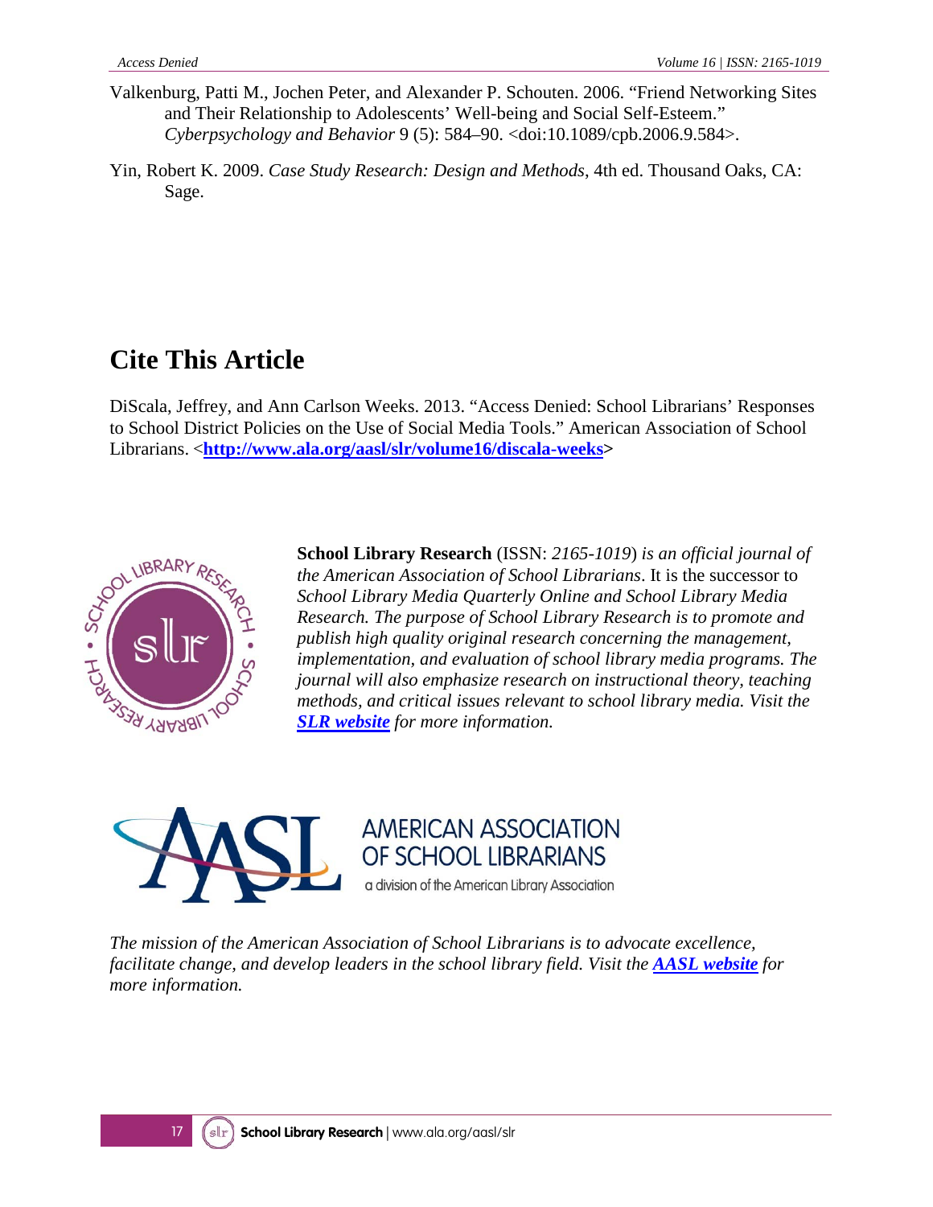Valkenburg, Patti M., Jochen Peter, and Alexander P. Schouten. 2006. "Friend Networking Sites and Their Relationship to Adolescents' Well-being and Social Self-Esteem." *Cyberpsychology and Behavior* 9 (5): 584–90. <doi:10.1089/cpb.2006.9.584>.

Yin, Robert K. 2009. *Case Study Research: Design and Methods*, 4th ed. Thousand Oaks, CA: Sage.

## Cite This Article

DiScala, Jeffrey, and Ann Carlson Weeks. 2013. "Access Denied: School Librarians' Responses to School District Policies on the Use of Social Media Tools." American Association of School Librarians. <**http://www.ala.org/aasl/slr/volume16/discala-weeks**>

**School Library Research** (ISSN: *2165-1019*) *is an official journal of the American Association of School Librarians*. It is the successor to *School Library Media Quarterly Online and School Library Media Research. The purpose of School Library Research is to promote and publish high quality original research concerning the management, implementation, and evaluation of school library media programs. The journal will also emphasize research on instructional theory, teaching methods, and critical issues relevant to school library media. Visit the* ***SLR website*** *for more information.*

AMERICAN ASSOCIATION OF SCHOOL LIBRARIANS
a division of the American Library Association

*The mission of the American Association of School Librarians is to advocate excellence, facilitate change, and develop leaders in the school library field. Visit the* ***AASL website*** *for more information.*